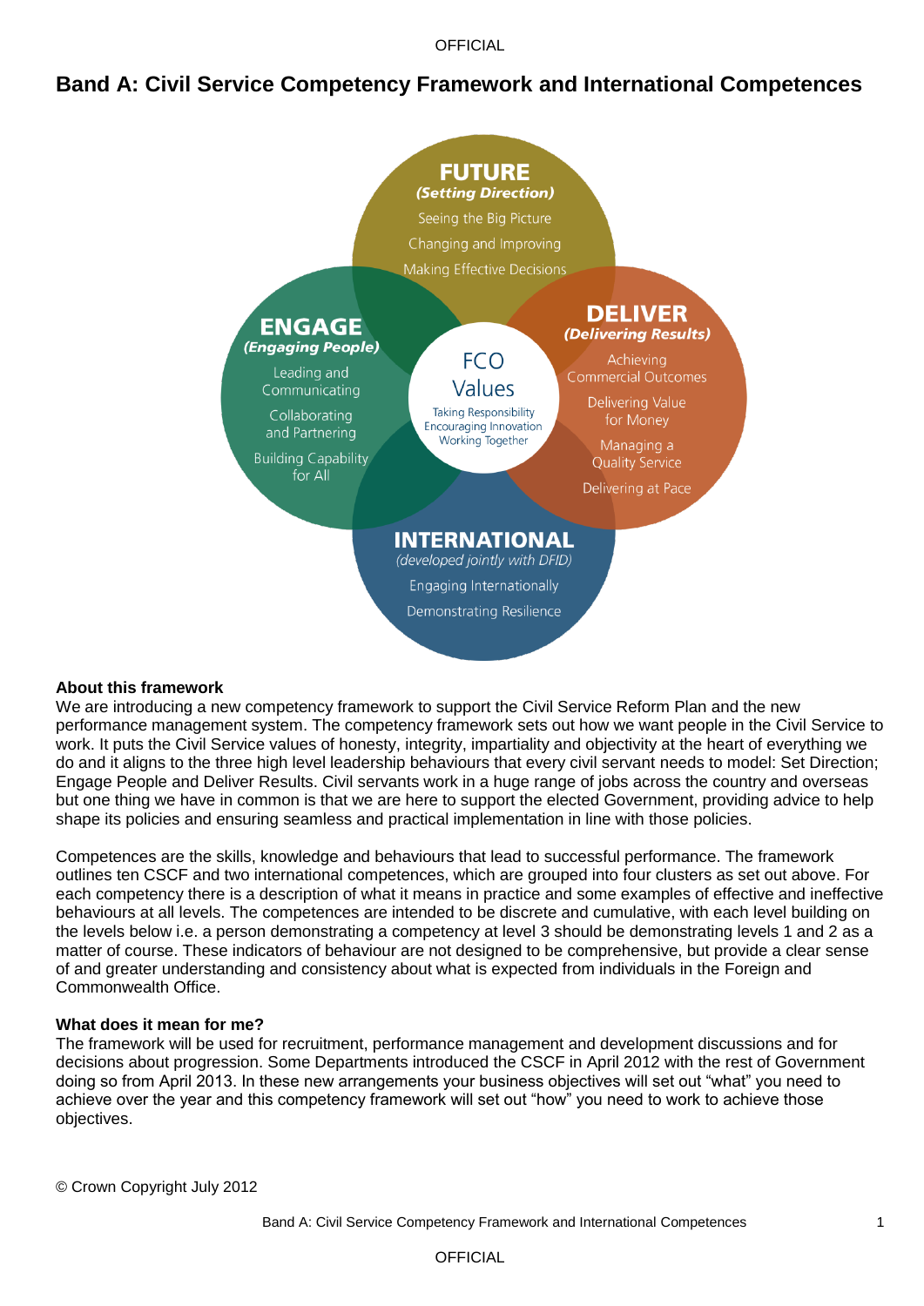# Band A: Civil Service Competency Framework and International Competences

**FUTURE**
*(Setting Direction)*
Seeing the Big Picture
Changing and Improving
Making Effective Decisions

**ENGAGE**
*(Engaging People)*
Leading and Communicating
Collaborating and Partnering
Building Capability for All

**FCO Values**
Taking Responsibility
Encouraging Innovation
Working Together

**DELIVER**
*(Delivering Results)*
Achieving Commercial Outcomes
Delivering Value for Money
Managing a Quality Service
Delivering at Pace

**INTERNATIONAL**
*(developed jointly with DFID)*
Engaging Internationally
Demonstrating Resilience

### About this framework

We are introducing a new competency framework to support the Civil Service Reform Plan and the new performance management system. The competency framework sets out how we want people in the Civil Service to work. It puts the Civil Service values of honesty, integrity, impartiality and objectivity at the heart of everything we do and it aligns to the three high level leadership behaviours that every civil servant needs to model: Set Direction; Engage People and Deliver Results. Civil servants work in a huge range of jobs across the country and overseas but one thing we have in common is that we are here to support the elected Government, providing advice to help shape its policies and ensuring seamless and practical implementation in line with those policies.

Competences are the skills, knowledge and behaviours that lead to successful performance. The framework outlines ten CSCF and two international competences, which are grouped into four clusters as set out above. For each competency there is a description of what it means in practice and some examples of effective and ineffective behaviours at all levels. The competences are intended to be discrete and cumulative, with each level building on the levels below i.e. a person demonstrating a competency at level 3 should be demonstrating levels 1 and 2 as a matter of course. These indicators of behaviour are not designed to be comprehensive, but provide a clear sense of and greater understanding and consistency about what is expected from individuals in the Foreign and Commonwealth Office.

### What does it mean for me?

The framework will be used for recruitment, performance management and development discussions and for decisions about progression. Some Departments introduced the CSCF in April 2012 with the rest of Government doing so from April 2013. In these new arrangements your business objectives will set out "what" you need to achieve over the year and this competency framework will set out "how" you need to work to achieve those objectives.

© Crown Copyright July 2012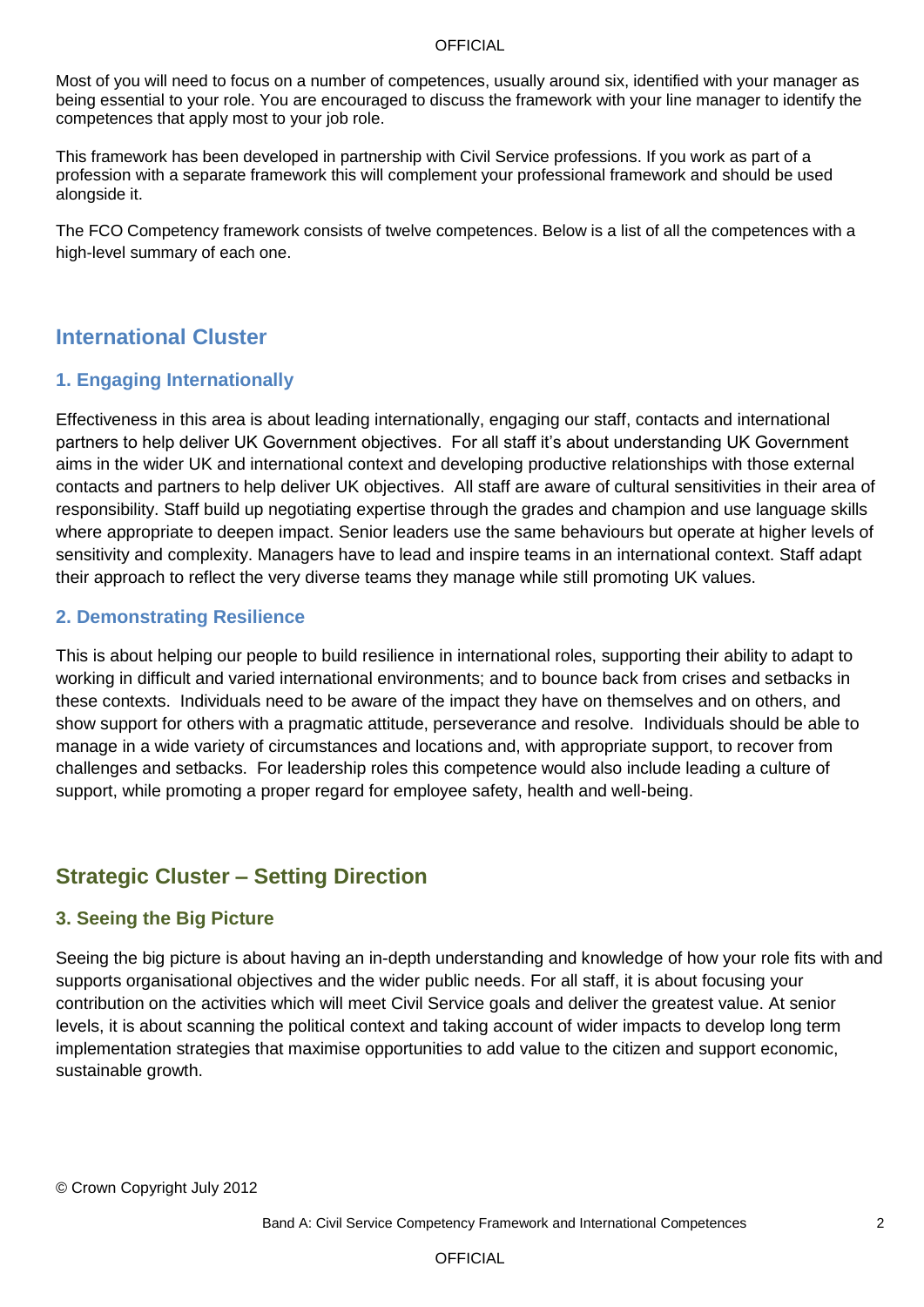Most of you will need to focus on a number of competences, usually around six, identified with your manager as being essential to your role. You are encouraged to discuss the framework with your line manager to identify the competences that apply most to your job role.

This framework has been developed in partnership with Civil Service professions. If you work as part of a profession with a separate framework this will complement your professional framework and should be used alongside it.

The FCO Competency framework consists of twelve competences. Below is a list of all the competences with a high-level summary of each one.

## International Cluster

### 1. Engaging Internationally

Effectiveness in this area is about leading internationally, engaging our staff, contacts and international partners to help deliver UK Government objectives. For all staff it's about understanding UK Government aims in the wider UK and international context and developing productive relationships with those external contacts and partners to help deliver UK objectives. All staff are aware of cultural sensitivities in their area of responsibility. Staff build up negotiating expertise through the grades and champion and use language skills where appropriate to deepen impact. Senior leaders use the same behaviours but operate at higher levels of sensitivity and complexity. Managers have to lead and inspire teams in an international context. Staff adapt their approach to reflect the very diverse teams they manage while still promoting UK values.

### 2. Demonstrating Resilience

This is about helping our people to build resilience in international roles, supporting their ability to adapt to working in difficult and varied international environments; and to bounce back from crises and setbacks in these contexts. Individuals need to be aware of the impact they have on themselves and on others, and show support for others with a pragmatic attitude, perseverance and resolve. Individuals should be able to manage in a wide variety of circumstances and locations and, with appropriate support, to recover from challenges and setbacks. For leadership roles this competence would also include leading a culture of support, while promoting a proper regard for employee safety, health and well-being.

## Strategic Cluster – Setting Direction

### 3. Seeing the Big Picture

Seeing the big picture is about having an in-depth understanding and knowledge of how your role fits with and supports organisational objectives and the wider public needs. For all staff, it is about focusing your contribution on the activities which will meet Civil Service goals and deliver the greatest value. At senior levels, it is about scanning the political context and taking account of wider impacts to develop long term implementation strategies that maximise opportunities to add value to the citizen and support economic, sustainable growth.

© Crown Copyright July 2012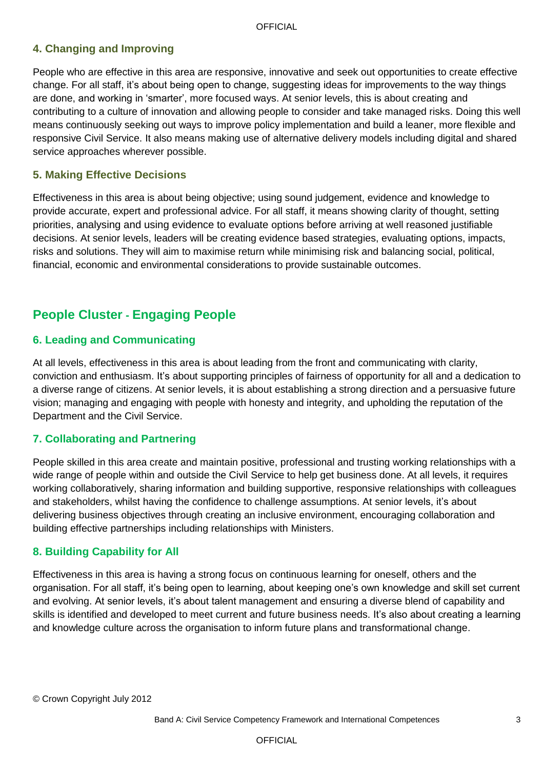### 4. Changing and Improving

People who are effective in this area are responsive, innovative and seek out opportunities to create effective change. For all staff, it's about being open to change, suggesting ideas for improvements to the way things are done, and working in 'smarter', more focused ways. At senior levels, this is about creating and contributing to a culture of innovation and allowing people to consider and take managed risks. Doing this well means continuously seeking out ways to improve policy implementation and build a leaner, more flexible and responsive Civil Service. It also means making use of alternative delivery models including digital and shared service approaches wherever possible.

### 5. Making Effective Decisions

Effectiveness in this area is about being objective; using sound judgement, evidence and knowledge to provide accurate, expert and professional advice. For all staff, it means showing clarity of thought, setting priorities, analysing and using evidence to evaluate options before arriving at well reasoned justifiable decisions. At senior levels, leaders will be creating evidence based strategies, evaluating options, impacts, risks and solutions. They will aim to maximise return while minimising risk and balancing social, political, financial, economic and environmental considerations to provide sustainable outcomes.

## People Cluster - Engaging People

### 6. Leading and Communicating

At all levels, effectiveness in this area is about leading from the front and communicating with clarity, conviction and enthusiasm. It's about supporting principles of fairness of opportunity for all and a dedication to a diverse range of citizens. At senior levels, it is about establishing a strong direction and a persuasive future vision; managing and engaging with people with honesty and integrity, and upholding the reputation of the Department and the Civil Service.

### 7. Collaborating and Partnering

People skilled in this area create and maintain positive, professional and trusting working relationships with a wide range of people within and outside the Civil Service to help get business done. At all levels, it requires working collaboratively, sharing information and building supportive, responsive relationships with colleagues and stakeholders, whilst having the confidence to challenge assumptions. At senior levels, it's about delivering business objectives through creating an inclusive environment, encouraging collaboration and building effective partnerships including relationships with Ministers.

### 8. Building Capability for All

Effectiveness in this area is having a strong focus on continuous learning for oneself, others and the organisation. For all staff, it's being open to learning, about keeping one's own knowledge and skill set current and evolving. At senior levels, it's about talent management and ensuring a diverse blend of capability and skills is identified and developed to meet current and future business needs. It's also about creating a learning and knowledge culture across the organisation to inform future plans and transformational change.

© Crown Copyright July 2012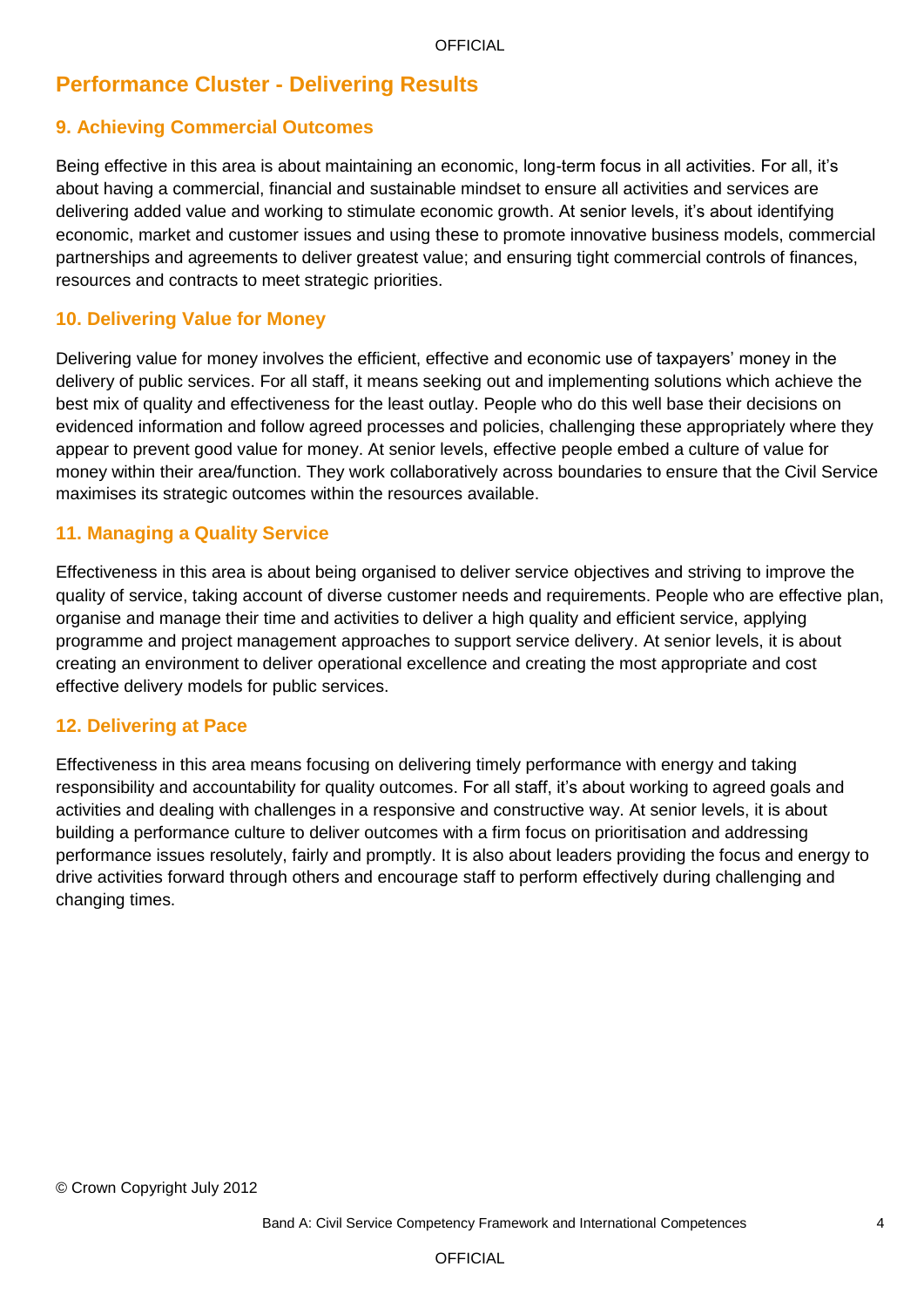## Performance Cluster - Delivering Results

### 9. Achieving Commercial Outcomes

Being effective in this area is about maintaining an economic, long-term focus in all activities. For all, it's about having a commercial, financial and sustainable mindset to ensure all activities and services are delivering added value and working to stimulate economic growth. At senior levels, it's about identifying economic, market and customer issues and using these to promote innovative business models, commercial partnerships and agreements to deliver greatest value; and ensuring tight commercial controls of finances, resources and contracts to meet strategic priorities.

### 10. Delivering Value for Money

Delivering value for money involves the efficient, effective and economic use of taxpayers' money in the delivery of public services. For all staff, it means seeking out and implementing solutions which achieve the best mix of quality and effectiveness for the least outlay. People who do this well base their decisions on evidenced information and follow agreed processes and policies, challenging these appropriately where they appear to prevent good value for money. At senior levels, effective people embed a culture of value for money within their area/function. They work collaboratively across boundaries to ensure that the Civil Service maximises its strategic outcomes within the resources available.

### 11. Managing a Quality Service

Effectiveness in this area is about being organised to deliver service objectives and striving to improve the quality of service, taking account of diverse customer needs and requirements. People who are effective plan, organise and manage their time and activities to deliver a high quality and efficient service, applying programme and project management approaches to support service delivery. At senior levels, it is about creating an environment to deliver operational excellence and creating the most appropriate and cost effective delivery models for public services.

### 12. Delivering at Pace

Effectiveness in this area means focusing on delivering timely performance with energy and taking responsibility and accountability for quality outcomes. For all staff, it's about working to agreed goals and activities and dealing with challenges in a responsive and constructive way. At senior levels, it is about building a performance culture to deliver outcomes with a firm focus on prioritisation and addressing performance issues resolutely, fairly and promptly. It is also about leaders providing the focus and energy to drive activities forward through others and encourage staff to perform effectively during challenging and changing times.

© Crown Copyright July 2012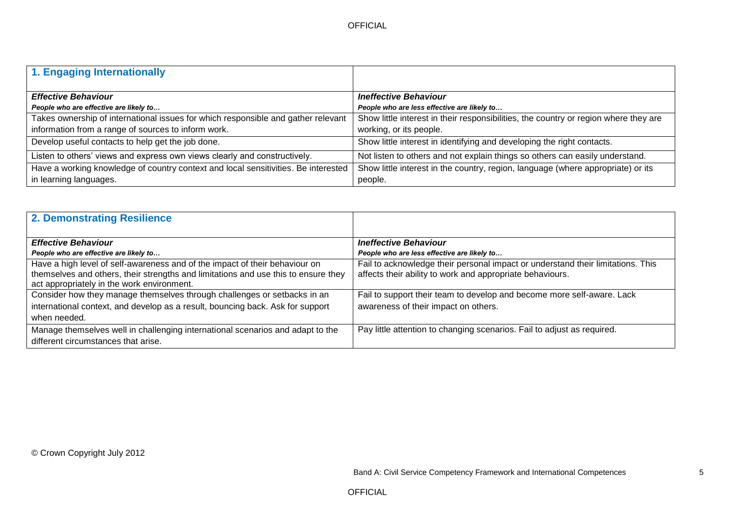## 1. Engaging Internationally

| ***Effective Behaviour***<br>***People who are effective are likely to…*** | ***Ineffective Behaviour***<br>***People who are less effective are likely to…*** |
|---|---|
| Takes ownership of international issues for which responsible and gather relevant information from a range of sources to inform work. | Show little interest in their responsibilities, the country or region where they are working, or its people. |
| Develop useful contacts to help get the job done. | Show little interest in identifying and developing the right contacts. |
| Listen to others' views and express own views clearly and constructively. | Not listen to others and not explain things so others can easily understand. |
| Have a working knowledge of country context and local sensitivities. Be interested in learning languages. | Show little interest in the country, region, language (where appropriate) or its people. |

## 2. Demonstrating Resilience

| ***Effective Behaviour***<br>***People who are effective are likely to…*** | ***Ineffective Behaviour***<br>***People who are less effective are likely to…*** |
|---|---|
| Have a high level of self-awareness and of the impact of their behaviour on themselves and others, their strengths and limitations and use this to ensure they act appropriately in the work environment. | Fail to acknowledge their personal impact or understand their limitations. This affects their ability to work and appropriate behaviours. |
| Consider how they manage themselves through challenges or setbacks in an international context, and develop as a result, bouncing back. Ask for support when needed. | Fail to support their team to develop and become more self-aware. Lack awareness of their impact on others. |
| Manage themselves well in challenging international scenarios and adapt to the different circumstances that arise. | Pay little attention to changing scenarios. Fail to adjust as required. |

© Crown Copyright July 2012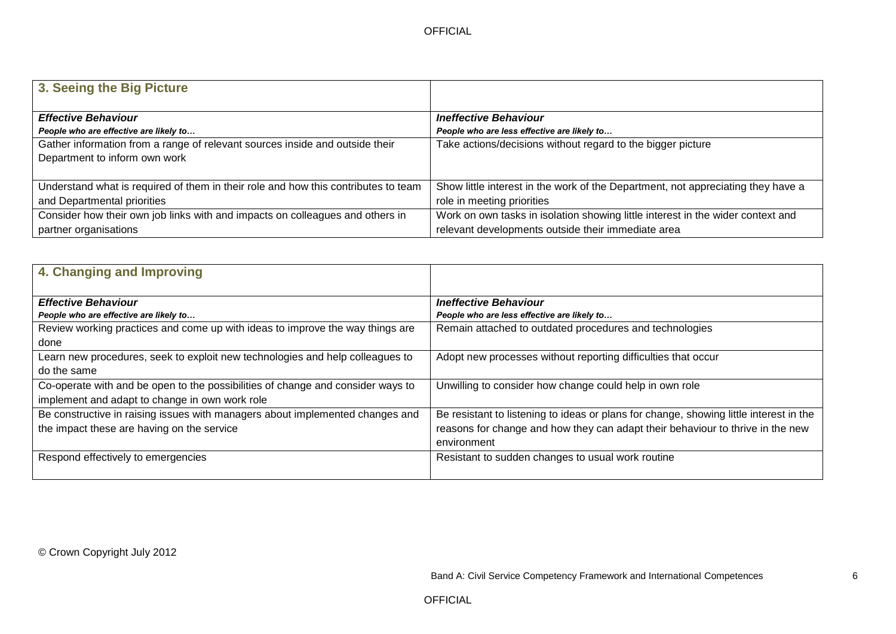| 3. Seeing the Big Picture | |
|---|---|
| ***Effective Behaviour*** | ***Ineffective Behaviour*** |
| ***People who are effective are likely to…*** | ***People who are less effective are likely to…*** |
| Gather information from a range of relevant sources inside and outside their Department to inform own work | Take actions/decisions without regard to the bigger picture |
| Understand what is required of them in their role and how this contributes to team and Departmental priorities | Show little interest in the work of the Department, not appreciating they have a role in meeting priorities |
| Consider how their own job links with and impacts on colleagues and others in partner organisations | Work on own tasks in isolation showing little interest in the wider context and relevant developments outside their immediate area |

| 4. Changing and Improving | |
|---|---|
| ***Effective Behaviour*** | ***Ineffective Behaviour*** |
| ***People who are effective are likely to…*** | ***People who are less effective are likely to…*** |
| Review working practices and come up with ideas to improve the way things are done | Remain attached to outdated procedures and technologies |
| Learn new procedures, seek to exploit new technologies and help colleagues to do the same | Adopt new processes without reporting difficulties that occur |
| Co-operate with and be open to the possibilities of change and consider ways to implement and adapt to change in own work role | Unwilling to consider how change could help in own role |
| Be constructive in raising issues with managers about implemented changes and the impact these are having on the service | Be resistant to listening to ideas or plans for change, showing little interest in the reasons for change and how they can adapt their behaviour to thrive in the new environment |
| Respond effectively to emergencies | Resistant to sudden changes to usual work routine |

© Crown Copyright July 2012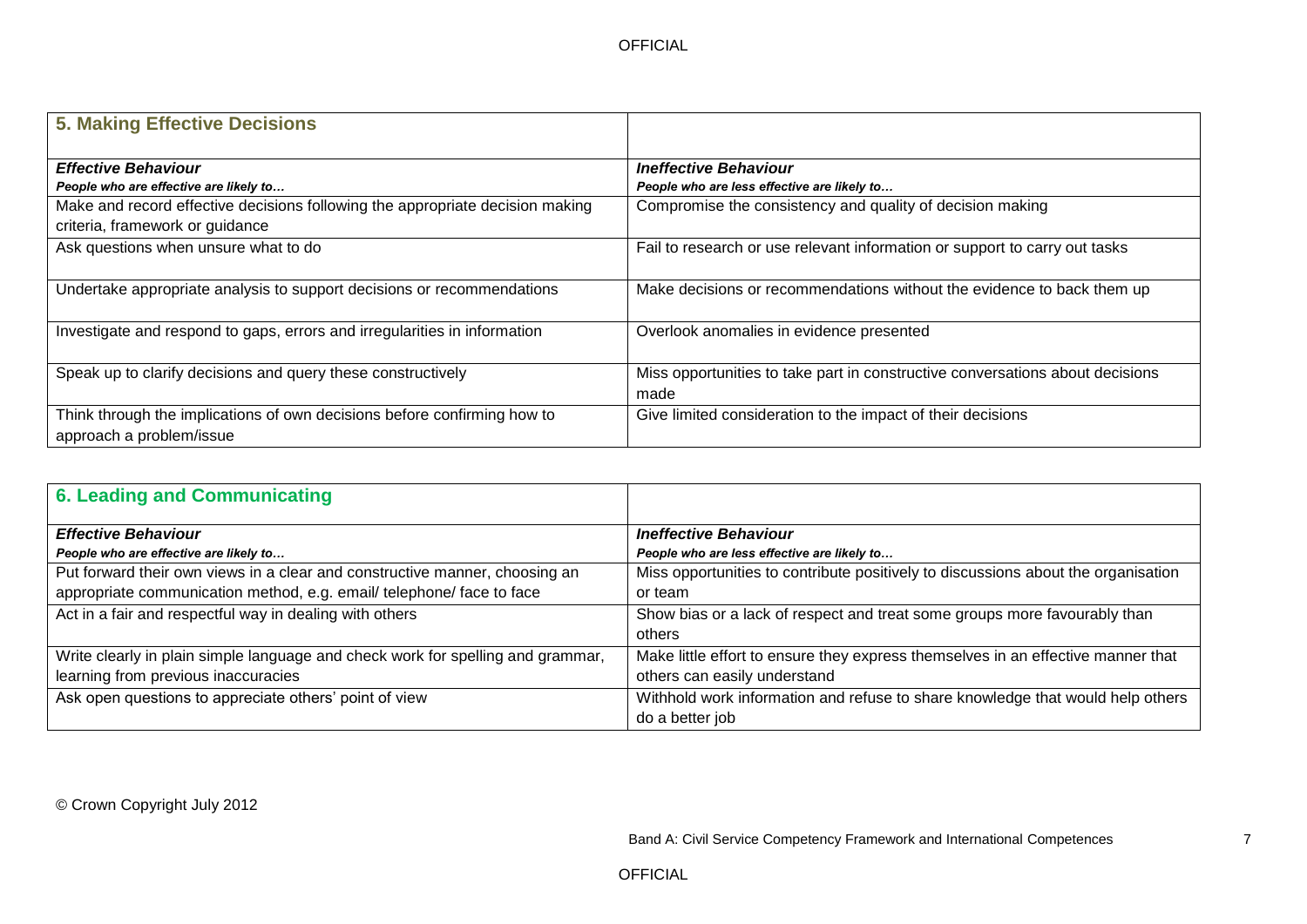## 5. Making Effective Decisions

| ***Effective Behaviour*** <br> ***People who are effective are likely to…*** | ***Ineffective Behaviour*** <br> ***People who are less effective are likely to…*** |
|---|---|
| Make and record effective decisions following the appropriate decision making criteria, framework or guidance | Compromise the consistency and quality of decision making |
| Ask questions when unsure what to do | Fail to research or use relevant information or support to carry out tasks |
| Undertake appropriate analysis to support decisions or recommendations | Make decisions or recommendations without the evidence to back them up |
| Investigate and respond to gaps, errors and irregularities in information | Overlook anomalies in evidence presented |
| Speak up to clarify decisions and query these constructively | Miss opportunities to take part in constructive conversations about decisions made |
| Think through the implications of own decisions before confirming how to approach a problem/issue | Give limited consideration to the impact of their decisions |

## 6. Leading and Communicating

| ***Effective Behaviour*** <br> ***People who are effective are likely to…*** | ***Ineffective Behaviour*** <br> ***People who are less effective are likely to…*** |
|---|---|
| Put forward their own views in a clear and constructive manner, choosing an appropriate communication method, e.g. email/ telephone/ face to face | Miss opportunities to contribute positively to discussions about the organisation or team |
| Act in a fair and respectful way in dealing with others | Show bias or a lack of respect and treat some groups more favourably than others |
| Write clearly in plain simple language and check work for spelling and grammar, learning from previous inaccuracies | Make little effort to ensure they express themselves in an effective manner that others can easily understand |
| Ask open questions to appreciate others' point of view | Withhold work information and refuse to share knowledge that would help others do a better job |

© Crown Copyright July 2012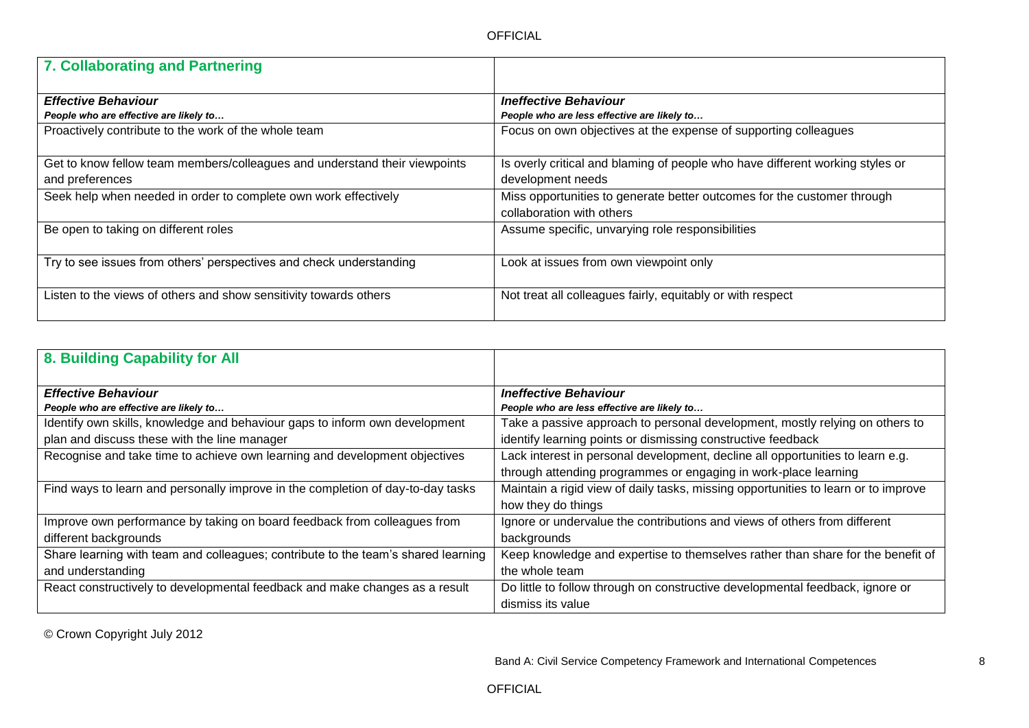## 7. Collaborating and Partnering

| ***Effective Behaviour***<br>***People who are effective are likely to…*** | ***Ineffective Behaviour***<br>***People who are less effective are likely to…*** |
|---|---|
| Proactively contribute to the work of the whole team | Focus on own objectives at the expense of supporting colleagues |
| Get to know fellow team members/colleagues and understand their viewpoints and preferences | Is overly critical and blaming of people who have different working styles or development needs |
| Seek help when needed in order to complete own work effectively | Miss opportunities to generate better outcomes for the customer through collaboration with others |
| Be open to taking on different roles | Assume specific, unvarying role responsibilities |
| Try to see issues from others' perspectives and check understanding | Look at issues from own viewpoint only |
| Listen to the views of others and show sensitivity towards others | Not treat all colleagues fairly, equitably or with respect |

## 8. Building Capability for All

| ***Effective Behaviour***<br>***People who are effective are likely to…*** | ***Ineffective Behaviour***<br>***People who are less effective are likely to…*** |
|---|---|
| Identify own skills, knowledge and behaviour gaps to inform own development plan and discuss these with the line manager | Take a passive approach to personal development, mostly relying on others to identify learning points or dismissing constructive feedback |
| Recognise and take time to achieve own learning and development objectives | Lack interest in personal development, decline all opportunities to learn e.g. through attending programmes or engaging in work-place learning |
| Find ways to learn and personally improve in the completion of day-to-day tasks | Maintain a rigid view of daily tasks, missing opportunities to learn or to improve how they do things |
| Improve own performance by taking on board feedback from colleagues from different backgrounds | Ignore or undervalue the contributions and views of others from different backgrounds |
| Share learning with team and colleagues; contribute to the team's shared learning and understanding | Keep knowledge and expertise to themselves rather than share for the benefit of the whole team |
| React constructively to developmental feedback and make changes as a result | Do little to follow through on constructive developmental feedback, ignore or dismiss its value |

© Crown Copyright July 2012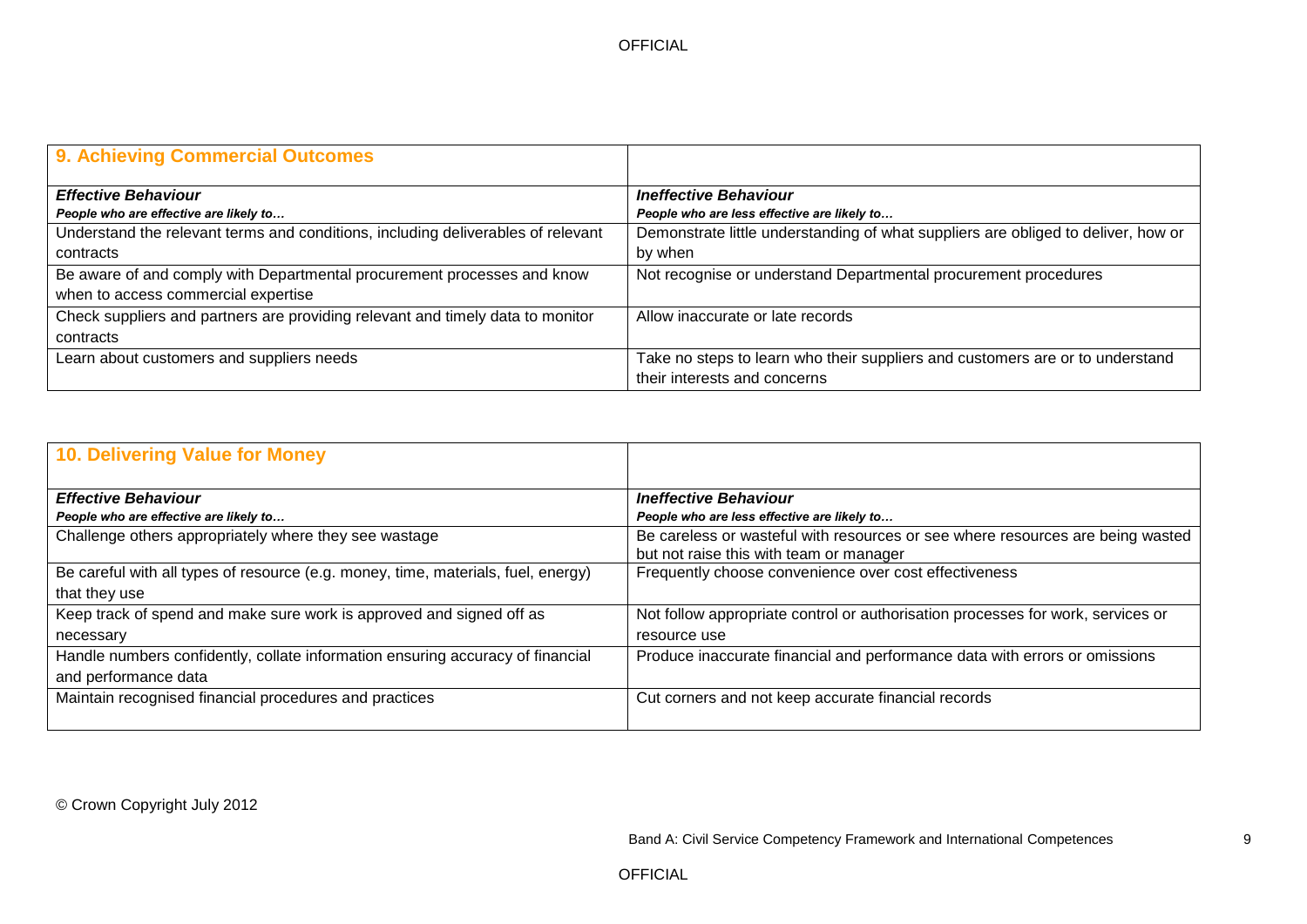## 9. Achieving Commercial Outcomes

| ***Effective Behaviour***<br>***People who are effective are likely to…*** | ***Ineffective Behaviour***<br>***People who are less effective are likely to…*** |
|---|---|
| Understand the relevant terms and conditions, including deliverables of relevant contracts | Demonstrate little understanding of what suppliers are obliged to deliver, how or by when |
| Be aware of and comply with Departmental procurement processes and know when to access commercial expertise | Not recognise or understand Departmental procurement procedures |
| Check suppliers and partners are providing relevant and timely data to monitor contracts | Allow inaccurate or late records |
| Learn about customers and suppliers needs | Take no steps to learn who their suppliers and customers are or to understand their interests and concerns |

## 10. Delivering Value for Money

| ***Effective Behaviour***<br>***People who are effective are likely to…*** | ***Ineffective Behaviour***<br>***People who are less effective are likely to…*** |
|---|---|
| Challenge others appropriately where they see wastage | Be careless or wasteful with resources or see where resources are being wasted but not raise this with team or manager |
| Be careful with all types of resource (e.g. money, time, materials, fuel, energy) that they use | Frequently choose convenience over cost effectiveness |
| Keep track of spend and make sure work is approved and signed off as necessary | Not follow appropriate control or authorisation processes for work, services or resource use |
| Handle numbers confidently, collate information ensuring accuracy of financial and performance data | Produce inaccurate financial and performance data with errors or omissions |
| Maintain recognised financial procedures and practices | Cut corners and not keep accurate financial records |

© Crown Copyright July 2012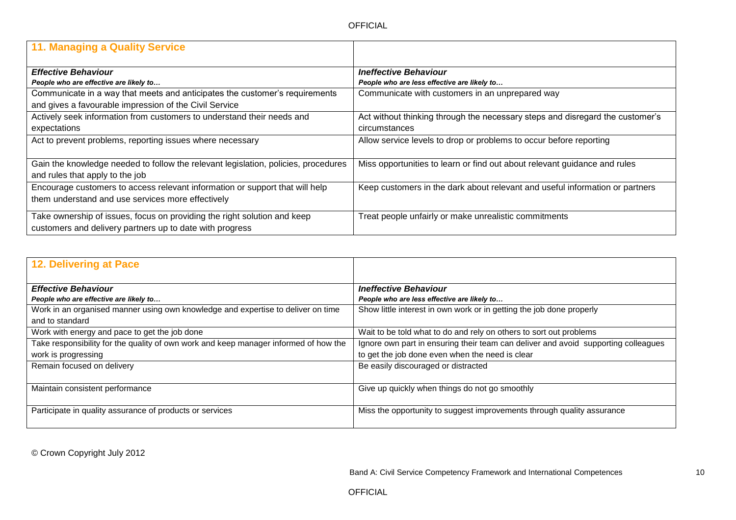## 11. Managing a Quality Service

| ***Effective Behaviour***<br>***People who are effective are likely to…*** | ***Ineffective Behaviour***<br>***People who are less effective are likely to…*** |
|---|---|
| Communicate in a way that meets and anticipates the customer's requirements and gives a favourable impression of the Civil Service | Communicate with customers in an unprepared way |
| Actively seek information from customers to understand their needs and expectations | Act without thinking through the necessary steps and disregard the customer's circumstances |
| Act to prevent problems, reporting issues where necessary | Allow service levels to drop or problems to occur before reporting |
| Gain the knowledge needed to follow the relevant legislation, policies, procedures and rules that apply to the job | Miss opportunities to learn or find out about relevant guidance and rules |
| Encourage customers to access relevant information or support that will help them understand and use services more effectively | Keep customers in the dark about relevant and useful information or partners |
| Take ownership of issues, focus on providing the right solution and keep customers and delivery partners up to date with progress | Treat people unfairly or make unrealistic commitments |

## 12. Delivering at Pace

| ***Effective Behaviour***<br>***People who are effective are likely to…*** | ***Ineffective Behaviour***<br>***People who are less effective are likely to…*** |
|---|---|
| Work in an organised manner using own knowledge and expertise to deliver on time and to standard | Show little interest in own work or in getting the job done properly |
| Work with energy and pace to get the job done | Wait to be told what to do and rely on others to sort out problems |
| Take responsibility for the quality of own work and keep manager informed of how the work is progressing | Ignore own part in ensuring their team can deliver and avoid supporting colleagues to get the job done even when the need is clear |
| Remain focused on delivery | Be easily discouraged or distracted |
| Maintain consistent performance | Give up quickly when things do not go smoothly |
| Participate in quality assurance of products or services | Miss the opportunity to suggest improvements through quality assurance |

© Crown Copyright July 2012